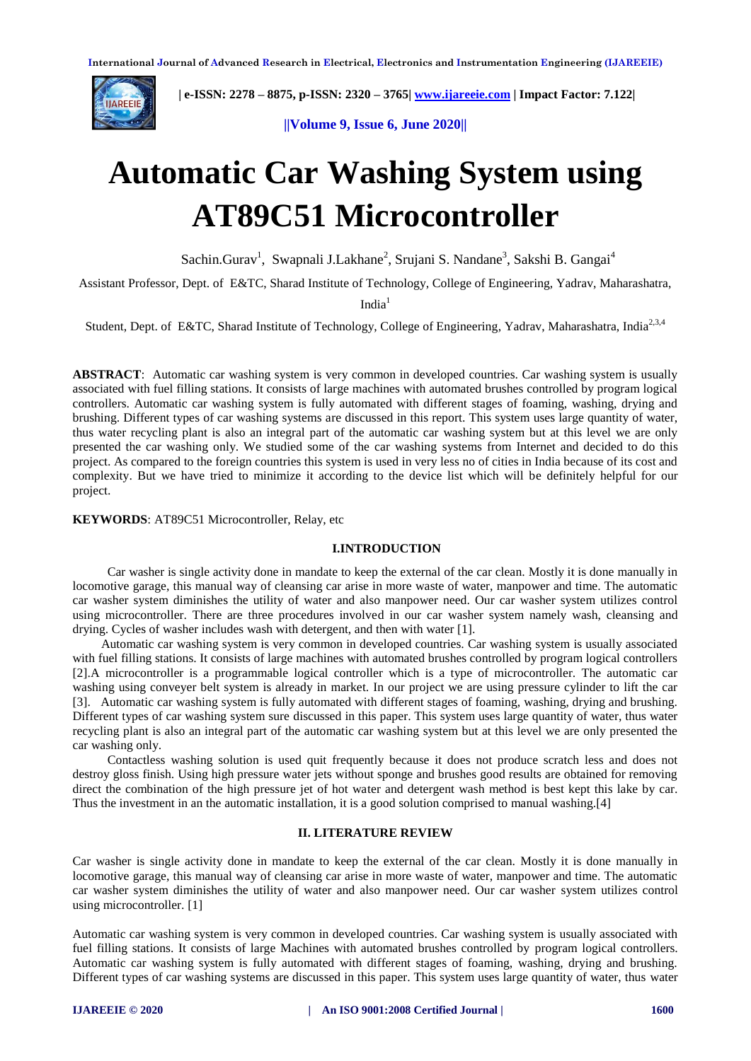# Automatic Car Washing System using AT89C51 Microcontroller

Sachin.Gurav[1], Swapnali J.Lakhane[2], Srujani S. Nandane[3], Sakshi B. Gangai[4]

Assistant Professor, Dept. of E&TC, Sharad Institute of Technology, College of Engineering, Yadrav, Maharashatra, India[1]

Student, Dept. of E&TC, Sharad Institute of Technology, College of Engineering, Yadrav, Maharashatra, India[2,3,4]

**ABSTRACT**: Automatic car washing system is very common in developed countries. Car washing system is usually associated with fuel filling stations. It consists of large machines with automated brushes controlled by program logical controllers. Automatic car washing system is fully automated with different stages of foaming, washing, drying and brushing. Different types of car washing systems are discussed in this report. This system uses large quantity of water, thus water recycling plant is also an integral part of the automatic car washing system but at this level we are only presented the car washing only. We studied some of the car washing systems from Internet and decided to do this project. As compared to the foreign countries this system is used in very less no of cities in India because of its cost and complexity. But we have tried to minimize it according to the device list which will be definitely helpful for our project.

**KEYWORDS**: AT89C51 Microcontroller, Relay, etc

## I.INTRODUCTION

Car washer is single activity done in mandate to keep the external of the car clean. Mostly it is done manually in locomotive garage, this manual way of cleansing car arise in more waste of water, manpower and time. The automatic car washer system diminishes the utility of water and also manpower need. Our car washer system utilizes control using microcontroller. There are three procedures involved in our car washer system namely wash, cleansing and drying. Cycles of washer includes wash with detergent, and then with water [1].

Automatic car washing system is very common in developed countries. Car washing system is usually associated with fuel filling stations. It consists of large machines with automated brushes controlled by program logical controllers [2].A microcontroller is a programmable logical controller which is a type of microcontroller. The automatic car washing using conveyer belt system is already in market. In our project we are using pressure cylinder to lift the car [3]. Automatic car washing system is fully automated with different stages of foaming, washing, drying and brushing. Different types of car washing system sure discussed in this paper. This system uses large quantity of water, thus water recycling plant is also an integral part of the automatic car washing system but at this level we are only presented the car washing only.

Contactless washing solution is used quit frequently because it does not produce scratch less and does not destroy gloss finish. Using high pressure water jets without sponge and brushes good results are obtained for removing direct the combination of the high pressure jet of hot water and detergent wash method is best kept this lake by car. Thus the investment in an the automatic installation, it is a good solution comprised to manual washing.[4]

## II. LITERATURE REVIEW

Car washer is single activity done in mandate to keep the external of the car clean. Mostly it is done manually in locomotive garage, this manual way of cleansing car arise in more waste of water, manpower and time. The automatic car washer system diminishes the utility of water and also manpower need. Our car washer system utilizes control using microcontroller. [1]

Automatic car washing system is very common in developed countries. Car washing system is usually associated with fuel filling stations. It consists of large Machines with automated brushes controlled by program logical controllers. Automatic car washing system is fully automated with different stages of foaming, washing, drying and brushing. Different types of car washing systems are discussed in this paper. This system uses large quantity of water, thus water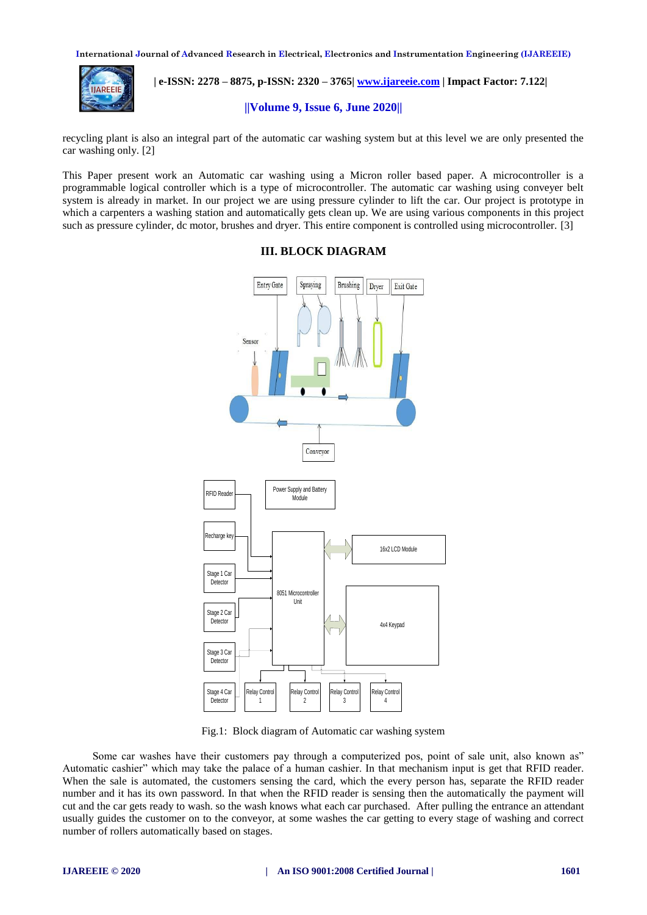recycling plant is also an integral part of the automatic car washing system but at this level we are only presented the car washing only. [2]

This Paper present work an Automatic car washing using a Micron roller based paper. A microcontroller is a programmable logical controller which is a type of microcontroller. The automatic car washing using conveyer belt system is already in market. In our project we are using pressure cylinder to lift the car. Our project is prototype in which a carpenters a washing station and automatically gets clean up. We are using various components in this project such as pressure cylinder, dc motor, brushes and dryer. This entire component is controlled using microcontroller. [3]

## III. BLOCK DIAGRAM

Fig.1: Block diagram of Automatic car washing system

Some car washes have their customers pay through a computerized pos, point of sale unit, also known as" Automatic cashier" which may take the palace of a human cashier. In that mechanism input is get that RFID reader. When the sale is automated, the customers sensing the card, which the every person has, separate the RFID reader number and it has its own password. In that when the RFID reader is sensing then the automatically the payment will cut and the car gets ready to wash. so the wash knows what each car purchased. After pulling the entrance an attendant usually guides the customer on to the conveyor, at some washes the car getting to every stage of washing and correct number of rollers automatically based on stages.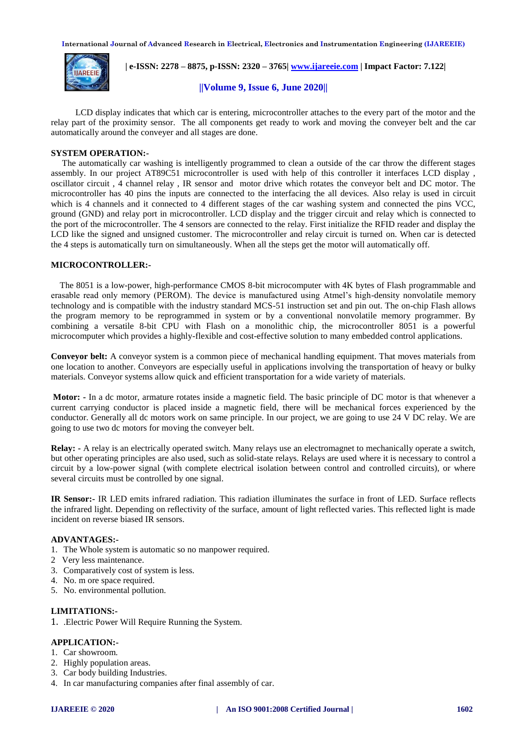LCD display indicates that which car is entering, microcontroller attaches to the every part of the motor and the relay part of the proximity sensor. The all components get ready to work and moving the conveyer belt and the car automatically around the conveyer and all stages are done.

**SYSTEM OPERATION:-**

The automatically car washing is intelligently programmed to clean a outside of the car throw the different stages assembly. In our project AT89C51 microcontroller is used with help of this controller it interfaces LCD display , oscillator circuit , 4 channel relay , IR sensor and motor drive which rotates the conveyor belt and DC motor. The microcontroller has 40 pins the inputs are connected to the interfacing the all devices. Also relay is used in circuit which is 4 channels and it connected to 4 different stages of the car washing system and connected the pins VCC, ground (GND) and relay port in microcontroller. LCD display and the trigger circuit and relay which is connected to the port of the microcontroller. The 4 sensors are connected to the relay. First initialize the RFID reader and display the LCD like the signed and unsigned customer. The microcontroller and relay circuit is turned on. When car is detected the 4 steps is automatically turn on simultaneously. When all the steps get the motor will automatically off.

**MICROCONTROLLER:-**

The 8051 is a low-power, high-performance CMOS 8-bit microcomputer with 4K bytes of Flash programmable and erasable read only memory (PEROM). The device is manufactured using Atmel's high-density nonvolatile memory technology and is compatible with the industry standard MCS-51 instruction set and pin out. The on-chip Flash allows the program memory to be reprogrammed in system or by a conventional nonvolatile memory programmer. By combining a versatile 8-bit CPU with Flash on a monolithic chip, the microcontroller 8051 is a powerful microcomputer which provides a highly-flexible and cost-effective solution to many embedded control applications.

**Conveyor belt:** A conveyor system is a common piece of mechanical handling equipment. That moves materials from one location to another. Conveyors are especially useful in applications involving the transportation of heavy or bulky materials. Conveyor systems allow quick and efficient transportation for a wide variety of materials.

**Motor: -** In a dc motor, armature rotates inside a magnetic field. The basic principle of DC motor is that whenever a current carrying conductor is placed inside a magnetic field, there will be mechanical forces experienced by the conductor. Generally all dc motors work on same principle. In our project, we are going to use 24 V DC relay. We are going to use two dc motors for moving the conveyer belt.

**Relay: -** A relay is an electrically operated switch. Many relays use an electromagnet to mechanically operate a switch, but other operating principles are also used, such as solid-state relays. Relays are used where it is necessary to control a circuit by a low-power signal (with complete electrical isolation between control and controlled circuits), or where several circuits must be controlled by one signal.

**IR Sensor:-** IR LED emits infrared radiation. This radiation illuminates the surface in front of LED. Surface reflects the infrared light. Depending on reflectivity of the surface, amount of light reflected varies. This reflected light is made incident on reverse biased IR sensors.

**ADVANTAGES:-**

1. The Whole system is automatic so no manpower required.
2. Very less maintenance.
3. Comparatively cost of system is less.
4. No. m ore space required.
5. No. environmental pollution.

**LIMITATIONS:-**

1. .Electric Power Will Require Running the System.

**APPLICATION:-**

1. Car showroom.
2. Highly population areas.
3. Car body building Industries.
4. In car manufacturing companies after final assembly of car.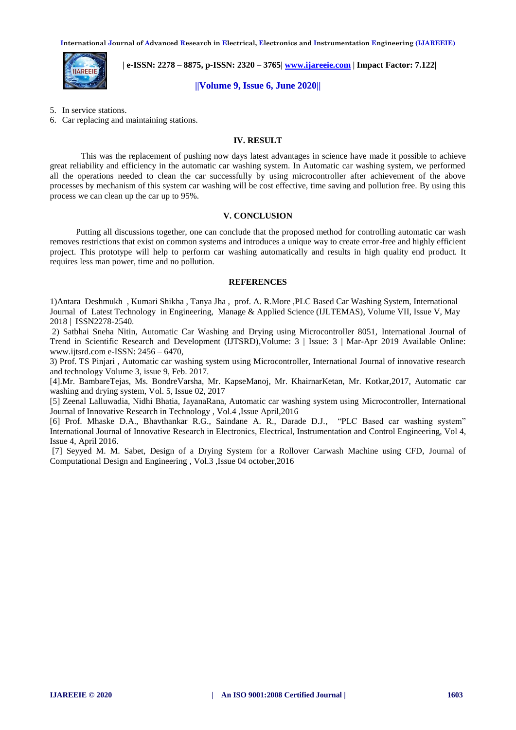5. In service stations.
6. Car replacing and maintaining stations.

## IV. RESULT

This was the replacement of pushing now days latest advantages in science have made it possible to achieve great reliability and efficiency in the automatic car washing system. In Automatic car washing system, we performed all the operations needed to clean the car successfully by using microcontroller after achievement of the above processes by mechanism of this system car washing will be cost effective, time saving and pollution free. By using this process we can clean up the car up to 95%.

## V. CONCLUSION

Putting all discussions together, one can conclude that the proposed method for controlling automatic car wash removes restrictions that exist on common systems and introduces a unique way to create error-free and highly efficient project. This prototype will help to perform car washing automatically and results in high quality end product. It requires less man power, time and no pollution.

## REFERENCES

1)Antara Deshmukh , Kumari Shikha , Tanya Jha , prof. A. R.More ,PLC Based Car Washing System, International Journal of Latest Technology in Engineering, Manage & Applied Science (IJLTEMAS), Volume VII, Issue V, May 2018 | ISSN2278-2540.

2) Satbhai Sneha Nitin, Automatic Car Washing and Drying using Microcontroller 8051, International Journal of Trend in Scientific Research and Development (IJTSRD),Volume: 3 | Issue: 3 | Mar-Apr 2019 Available Online: www.ijtsrd.com e-ISSN: 2456 – 6470,

3) Prof. TS Pinjari , Automatic car washing system using Microcontroller, International Journal of innovative research and technology Volume 3, issue 9, Feb. 2017.

[4].Mr. BambareTejas, Ms. BondreVarsha, Mr. KapseManoj, Mr. KhairnarKetan, Mr. Kotkar,2017, Automatic car washing and drying system, Vol. 5, Issue 02, 2017

[5] Zeenal Lalluwadia, Nidhi Bhatia, JayanaRana, Automatic car washing system using Microcontroller, International Journal of Innovative Research in Technology , Vol.4 ,Issue April,2016

[6] Prof. Mhaske D.A., Bhavthankar R.G., Saindane A. R., Darade D.J., "PLC Based car washing system" International Journal of Innovative Research in Electronics, Electrical, Instrumentation and Control Engineering, Vol 4, Issue 4, April 2016.

[7] Seyyed M. M. Sabet, Design of a Drying System for a Rollover Carwash Machine using CFD, Journal of Computational Design and Engineering , Vol.3 ,Issue 04 october,2016